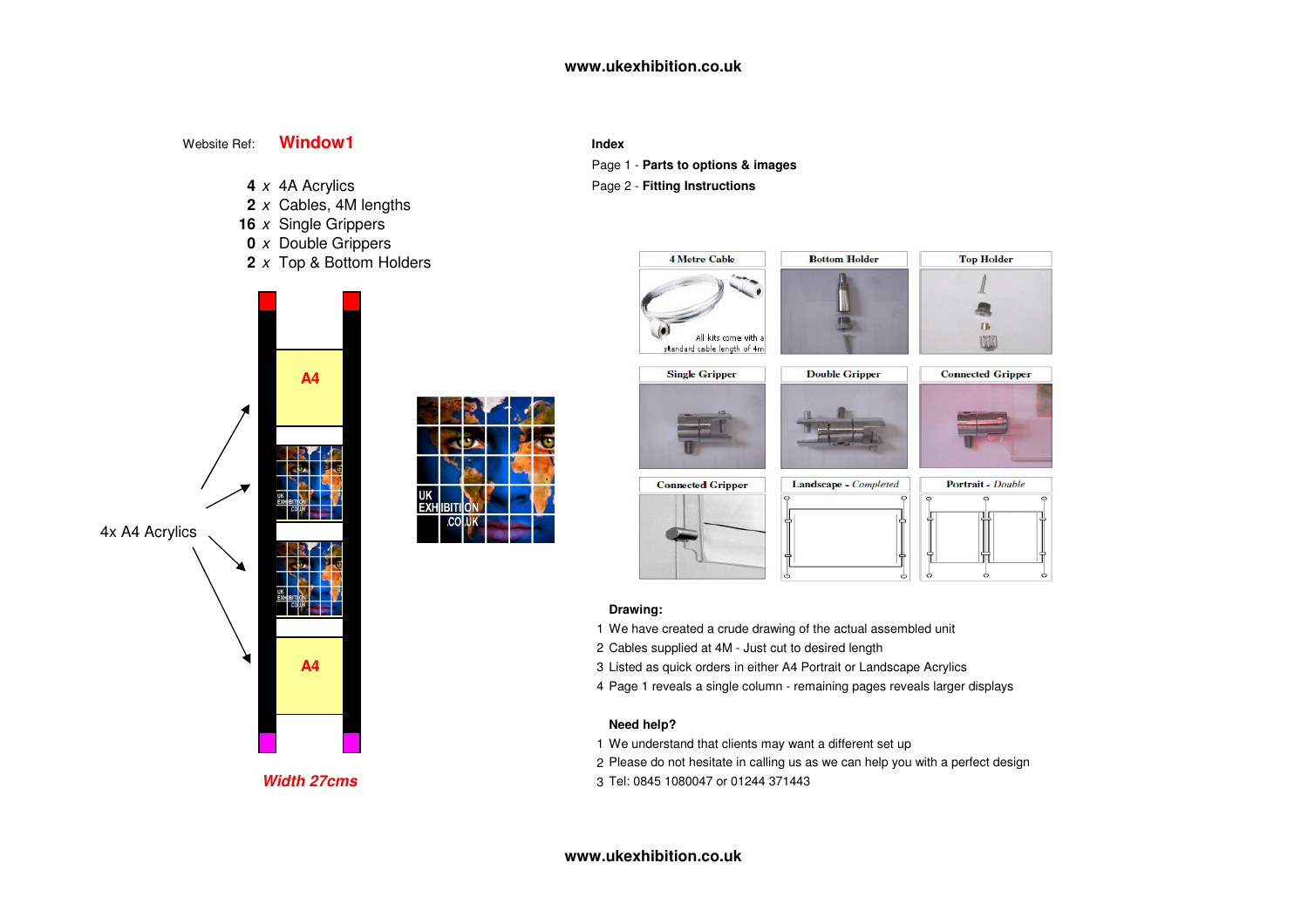Website Ref: **Window1**

- **4** x 4A Acrylics
- **2** x Cables, 4M lengths
- **16** x Single Grippers
- **0** x Double Grippers
- **2** x Top & Bottom Holders

4x A4 Acrylics

A4

A4

*Width 27cms*

**Index**

Page 1 - **Parts to options & images**

Page 2 - **Fitting Instructions**

4 Metre Cable

All kits come with a standard cable length of 4m

Bottom Holder

Top Holder

Single Gripper

Double Gripper

Connected Gripper

Connected Gripper

Landscape - *Completed*

Portrait - *Double*

**Drawing:**

1 We have created a crude drawing of the actual assembled unit
2 Cables supplied at 4M - Just cut to desired length
3 Listed as quick orders in either A4 Portrait or Landscape Acrylics
4 Page 1 reveals a single column - remaining pages reveals larger displays

**Need help?**

1 We understand that clients may want a different set up
2 Please do not hesitate in calling us as we can help you with a perfect design
3 Tel: 0845 1080047 or 01244 371443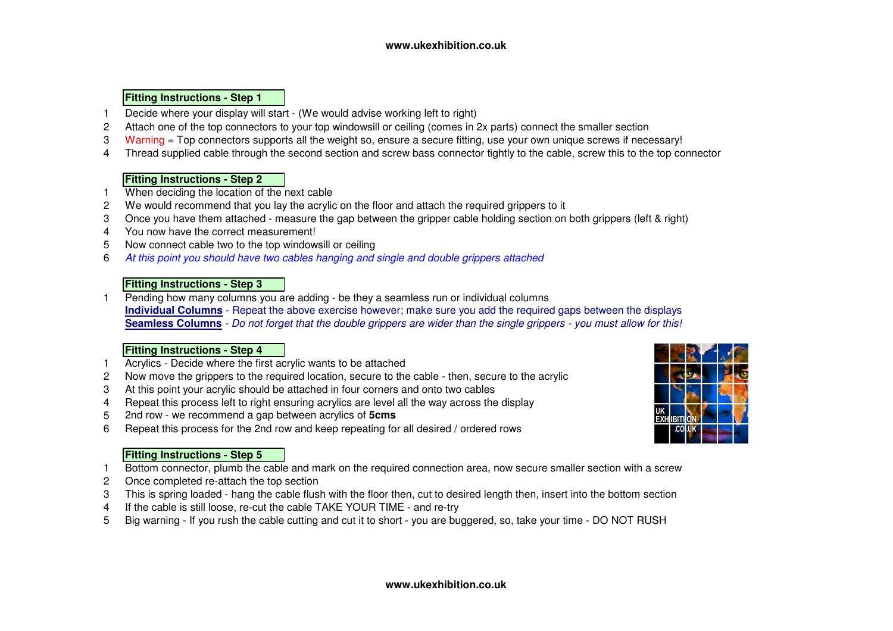## Fitting Instructions - Step 1

1. Decide where your display will start - (We would advise working left to right)
2. Attach one of the top connectors to your top windowsill or ceiling (comes in 2x parts) connect the smaller section
3. Warning = Top connectors supports all the weight so, ensure a secure fitting, use your own unique screws if necessary!
4. Thread supplied cable through the second section and screw bass connector tightly to the cable, screw this to the top connector

## Fitting Instructions - Step 2

1. When deciding the location of the next cable
2. We would recommend that you lay the acrylic on the floor and attach the required grippers to it
3. Once you have them attached - measure the gap between the gripper cable holding section on both grippers (left & right)
4. You now have the correct measurement!
5. Now connect cable two to the top windowsill or ceiling
6. *At this point you should have two cables hanging and single and double grippers attached*

## Fitting Instructions - Step 3

1. Pending how many columns you are adding - be they a seamless run or individual columns

   **Individual Columns** - Repeat the above exercise however; make sure you add the required gaps between the displays

   **Seamless Columns** - *Do not forget that the double grippers are wider than the single grippers - you must allow for this!*

## Fitting Instructions - Step 4

1. Acrylics - Decide where the first acrylic wants to be attached
2. Now move the grippers to the required location, secure to the cable - then, secure to the acrylic
3. At this point your acrylic should be attached in four corners and onto two cables
4. Repeat this process left to right ensuring acrylics are level all the way across the display
5. 2nd row - we recommend a gap between acrylics of **5cms**
6. Repeat this process for the 2nd row and keep repeating for all desired / ordered rows

## Fitting Instructions - Step 5

1. Bottom connector, plumb the cable and mark on the required connection area, now secure smaller section with a screw
2. Once completed re-attach the top section
3. This is spring loaded - hang the cable flush with the floor then, cut to desired length then, insert into the bottom section
4. If the cable is still loose, re-cut the cable TAKE YOUR TIME - and re-try
5. Big warning - If you rush the cable cutting and cut it to short - you are buggered, so, take your time - DO NOT RUSH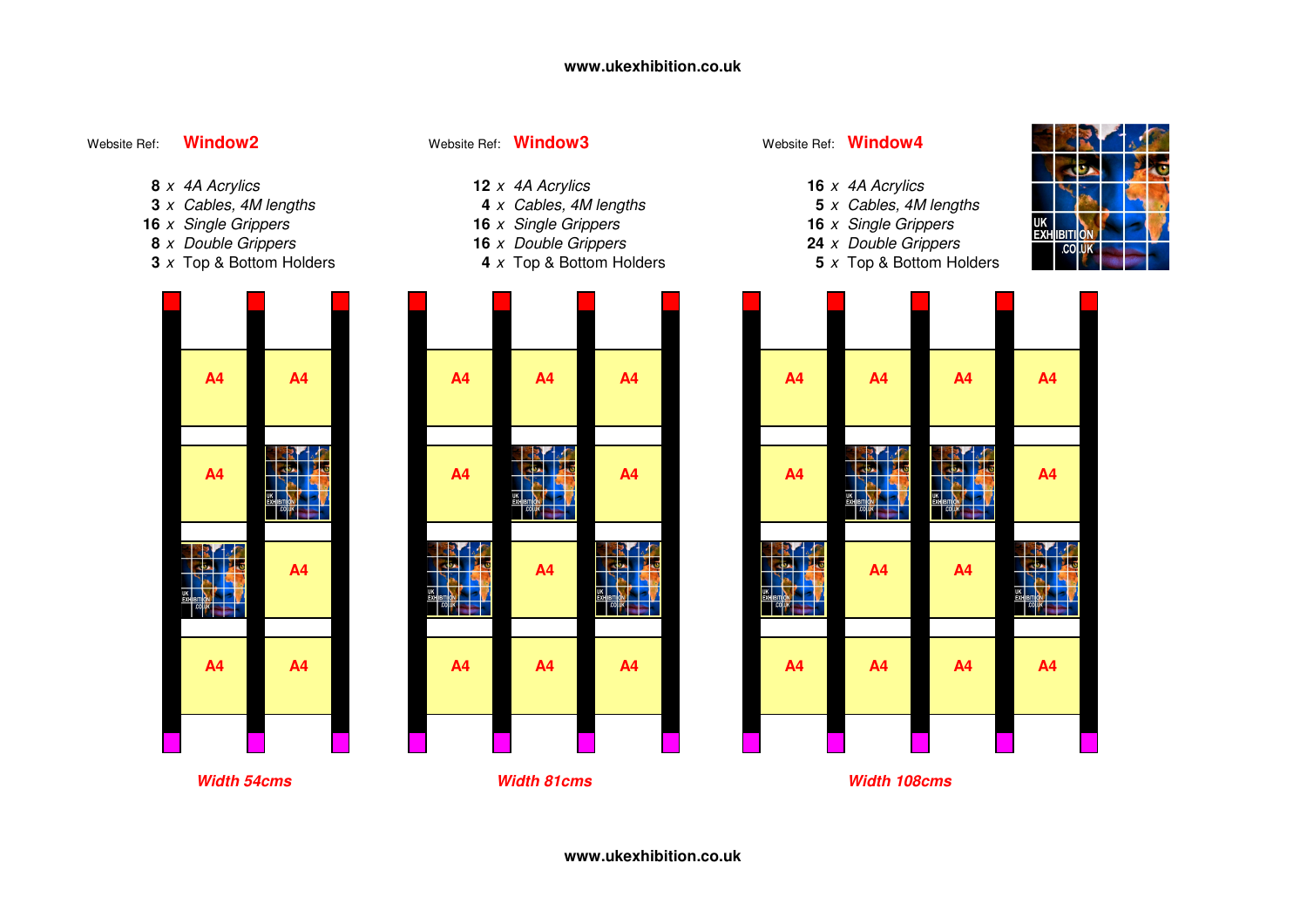www.ukexhibition.co.uk

Website Ref: **Window2**

- **8** x *4A Acrylics*
- **3** x *Cables, 4M lengths*
- **16** x *Single Grippers*
- **8** x *Double Grippers*
- **3** x Top & Bottom Holders

Website Ref: **Window3**

- **12** x *4A Acrylics*
- **4** x *Cables, 4M lengths*
- **16** x *Single Grippers*
- **16** x *Double Grippers*
- **4** x Top & Bottom Holders

Website Ref: **Window4**

- **16** x *4A Acrylics*
- **5** x *Cables, 4M lengths*
- **16** x *Single Grippers*
- **24** x *Double Grippers*
- **5** x Top & Bottom Holders

| A4 | A4 |
|---|---|
| A4 | |
| | A4 |
| A4 | A4 |

***Width 54cms***

| A4 | A4 | A4 |
|---|---|---|
| A4 | | A4 |
| | A4 | |
| A4 | A4 | A4 |

***Width 81cms***

| A4 | A4 | A4 | A4 |
|---|---|---|---|
| A4 | | | A4 |
| | A4 | A4 | |
| A4 | A4 | A4 | A4 |

***Width 108cms***

www.ukexhibition.co.uk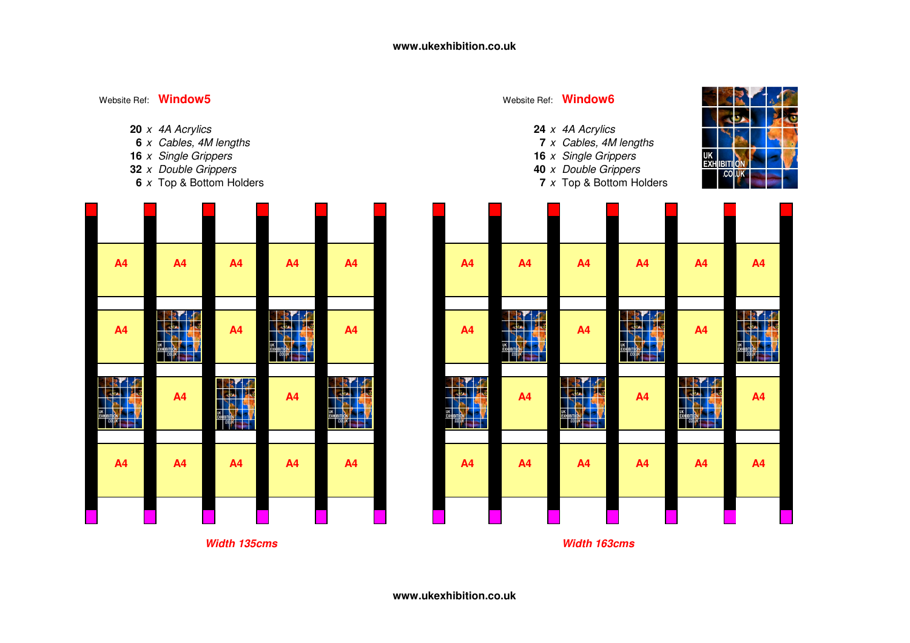Website Ref: **Window5**

**20** *x 4A Acrylics*
**6** *x Cables, 4M lengths*
**16** *x Single Grippers*
**32** *x Double Grippers*
**6** *x* Top & Bottom Holders

| A4 | A4 | A4 | A4 | A4 |
|---|---|---|---|---|
| A4 | | A4 | | A4 |
| | A4 | | A4 | |
| A4 | A4 | A4 | A4 | A4 |

***Width 135cms***

Website Ref: **Window6**

**24** *x 4A Acrylics*
**7** *x Cables, 4M lengths*
**16** *x Single Grippers*
**40** *x Double Grippers*
**7** *x* Top & Bottom Holders

| A4 | A4 | A4 | A4 | A4 | A4 |
|---|---|---|---|---|---|
| A4 | | A4 | | A4 | |
| | A4 | | A4 | | A4 |
| A4 | A4 | A4 | A4 | A4 | A4 |

***Width 163cms***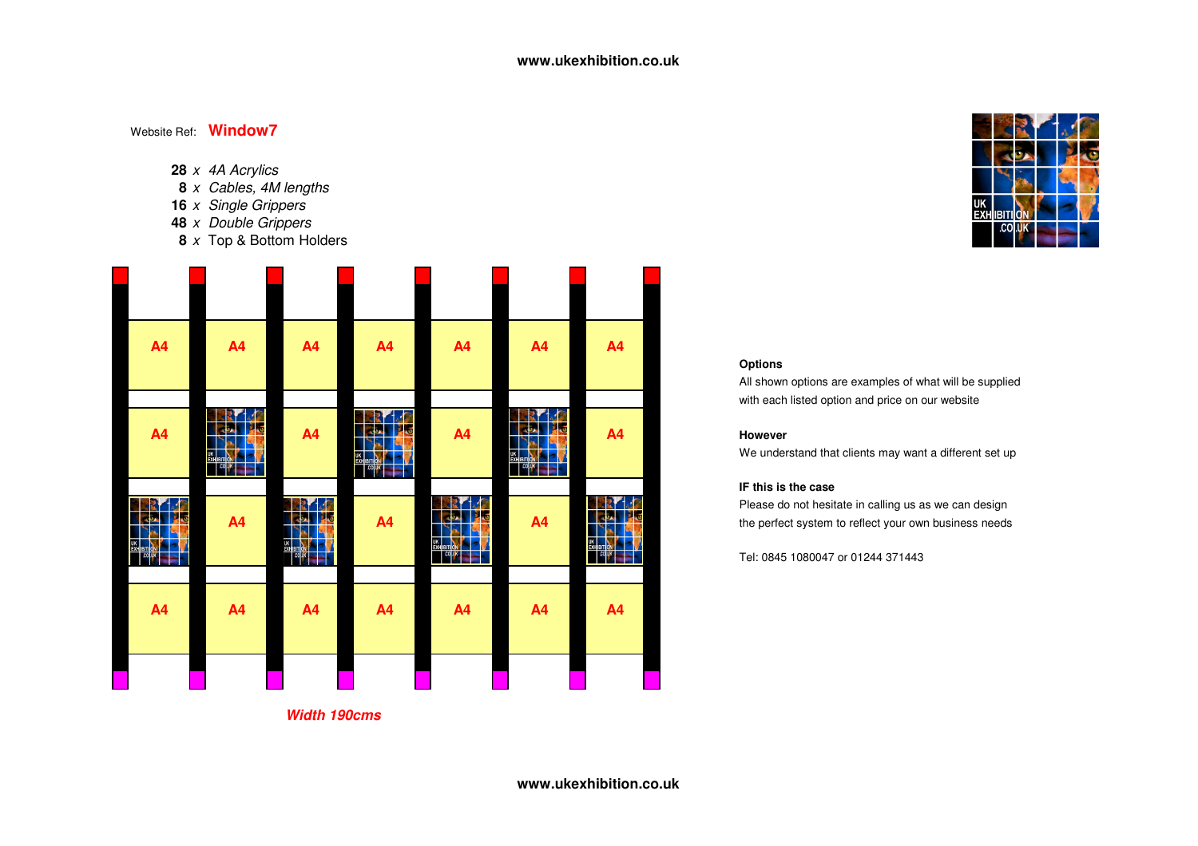Website Ref: **Window7**

**28** *x 4A Acrylics*
**8** *x Cables, 4M lengths*
**16** *x Single Grippers*
**48** *x Double Grippers*
**8** *x* Top & Bottom Holders

A4 A4 A4 A4 A4 A4 A4

A4 A4 A4 A4

A4 A4 A4

A4 A4 A4 A4 A4 A4 A4

***Width 190cms***

**Options**

All shown options are examples of what will be supplied with each listed option and price on our website

**However**

We understand that clients may want a different set up

**IF this is the case**

Please do not hesitate in calling us as we can design the perfect system to reflect your own business needs

Tel: 0845 1080047 or 01244 371443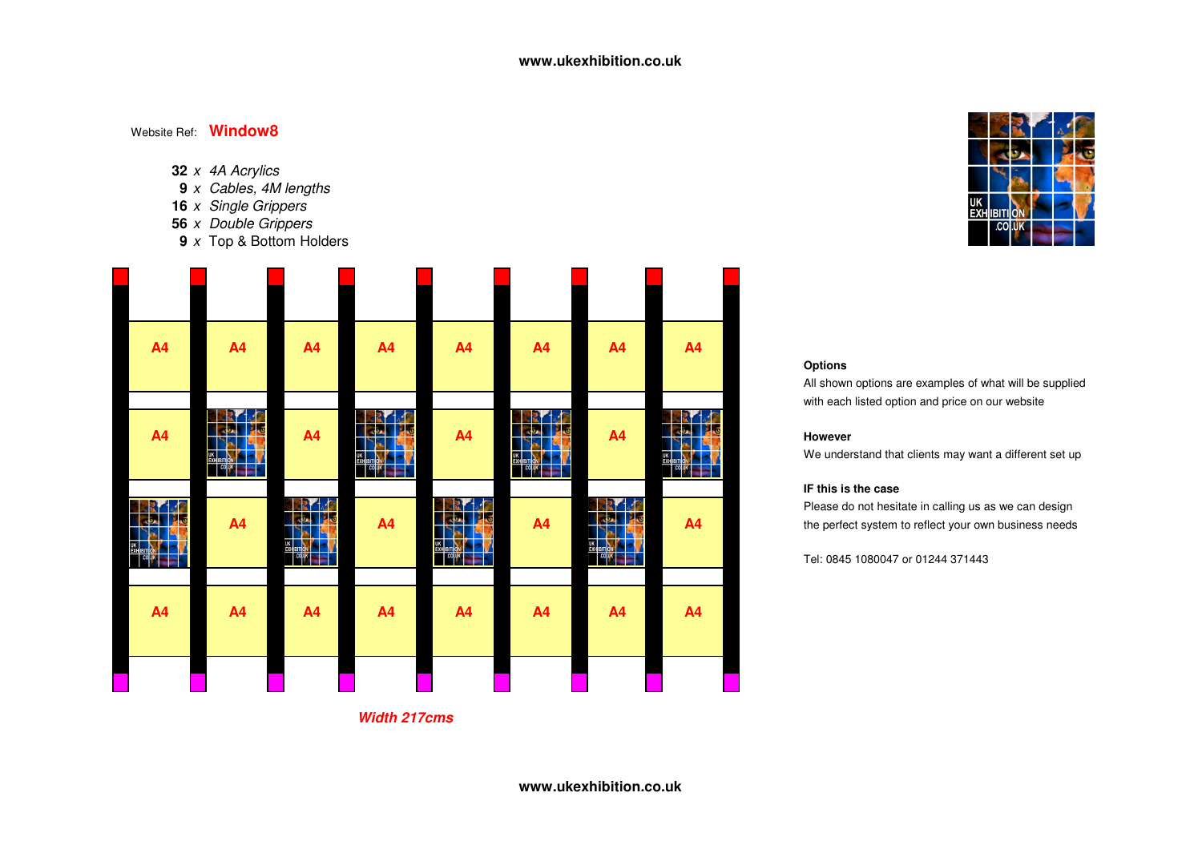Website Ref: **Window8**

- **32** *x 4A Acrylics*
- **9** *x Cables, 4M lengths*
- **16** *x Single Grippers*
- **56** *x Double Grippers*
- **9** *x* Top & Bottom Holders

| A4 | A4 | A4 | A4 | A4 | A4 | A4 | A4 |
|---|---|---|---|---|---|---|---|
| A4 | | A4 | | A4 | | A4 | |
| | A4 | | A4 | | A4 | | A4 |
| A4 | A4 | A4 | A4 | A4 | A4 | A4 | A4 |

***Width 217cms***

**Options**

All shown options are examples of what will be supplied with each listed option and price on our website

**However**

We understand that clients may want a different set up

**IF this is the case**

Please do not hesitate in calling us as we can design the perfect system to reflect your own business needs

Tel: 0845 1080047 or 01244 371443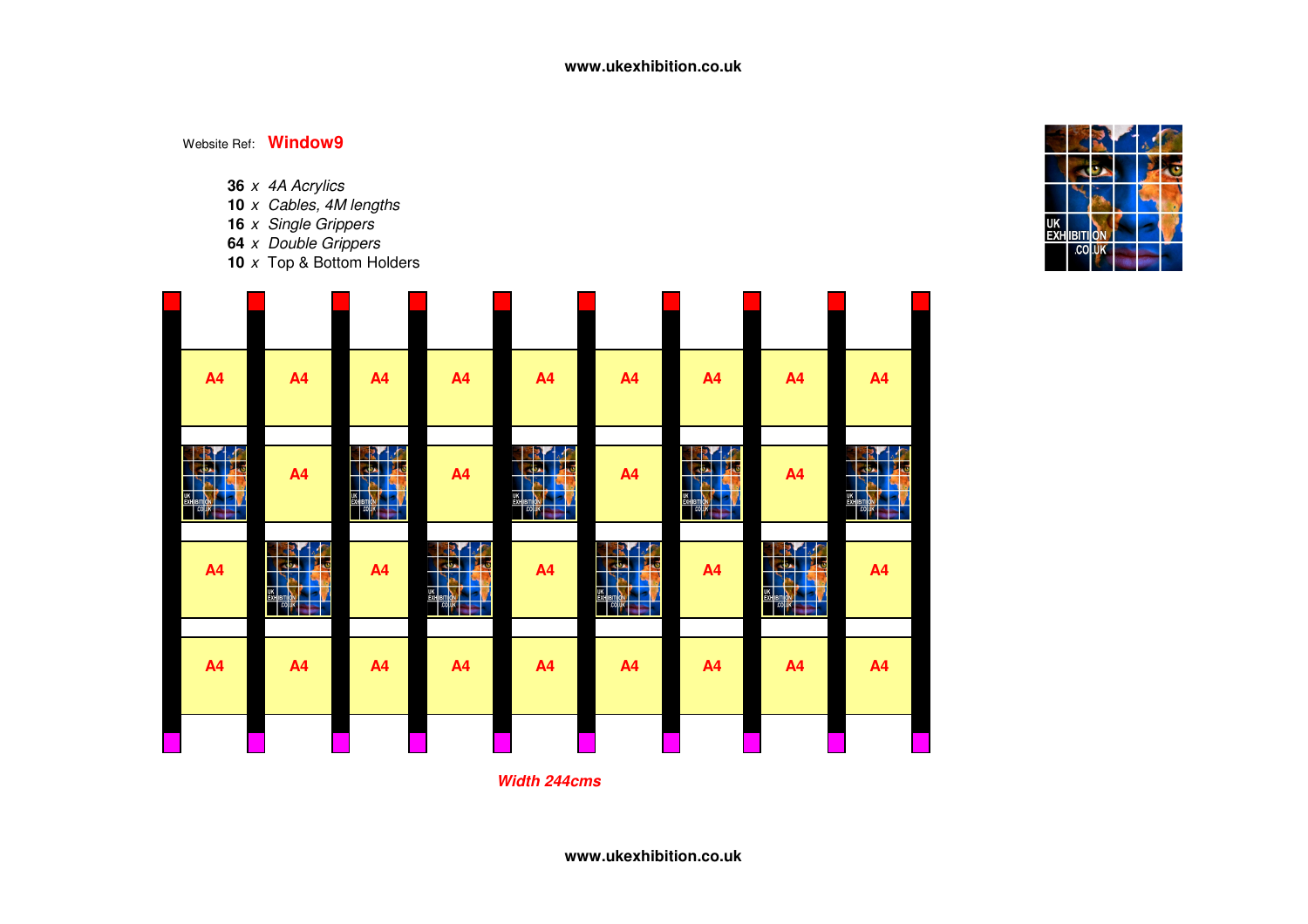Website Ref: **Window9**

**36** *x 4A Acrylics*
**10** *x Cables, 4M lengths*
**16** *x Single Grippers*
**64** *x Double Grippers*
**10** *x* Top & Bottom Holders

| A4 | A4 | A4 | A4 | A4 | A4 | A4 | A4 | A4 |
|---|---|---|---|---|---|---|---|---|
| | A4 | | A4 | | A4 | | A4 | |
| A4 | | A4 | | A4 | | A4 | | A4 |
| A4 | A4 | A4 | A4 | A4 | A4 | A4 | A4 | A4 |

***Width 244cms***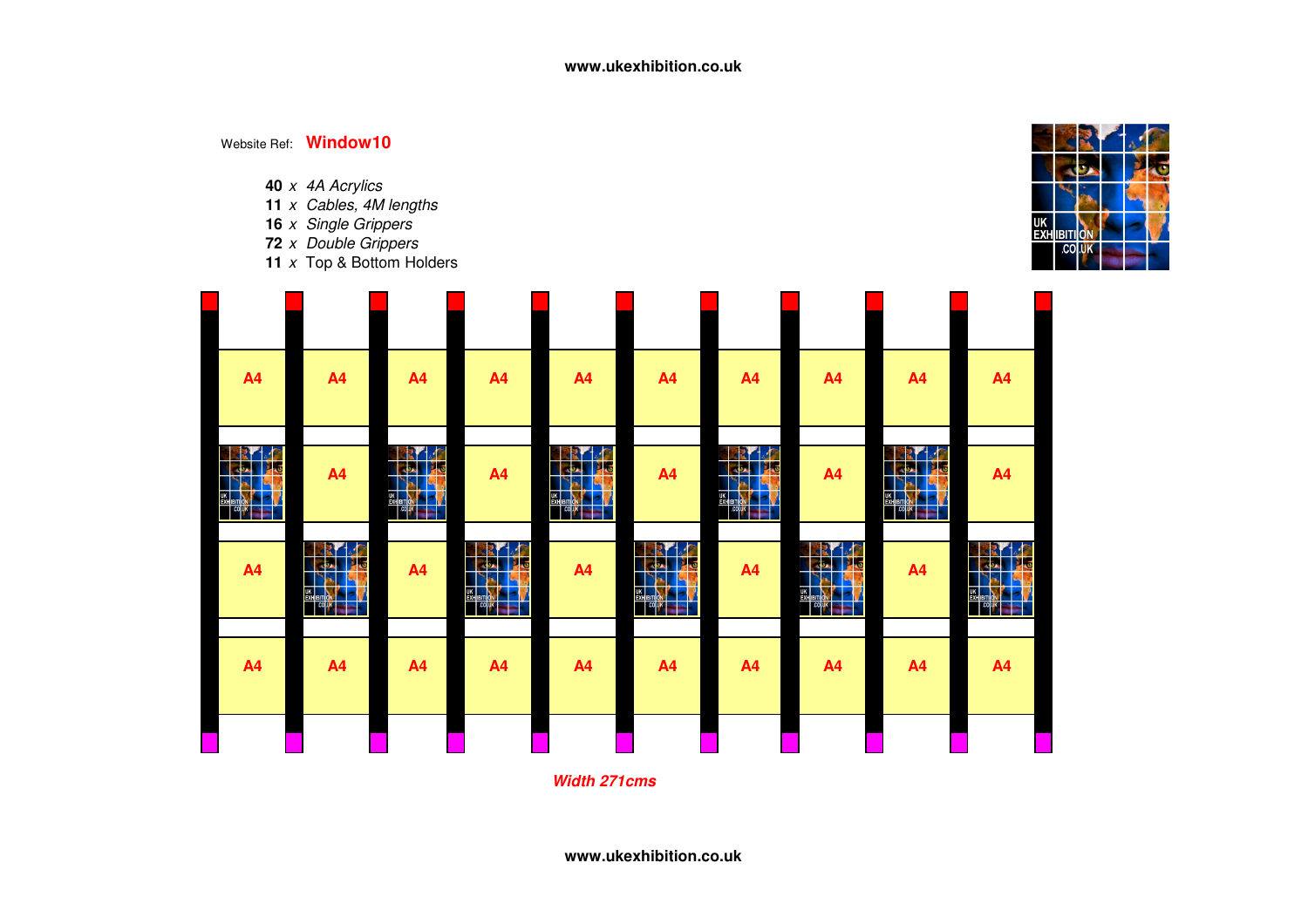Website Ref: **Window10**

- **40** *x* *4A Acrylics*
- **11** *x* *Cables, 4M lengths*
- **16** *x* *Single Grippers*
- **72** *x* *Double Grippers*
- **11** *x* Top & Bottom Holders

| A4 | A4 | A4 | A4 | A4 | A4 | A4 | A4 | A4 | A4 |
|---|---|---|---|---|---|---|---|---|---|
| | A4 | | A4 | | A4 | | A4 | | A4 |
| A4 | | A4 | | A4 | | A4 | | A4 | |
| A4 | A4 | A4 | A4 | A4 | A4 | A4 | A4 | A4 | A4 |

***Width 271cms***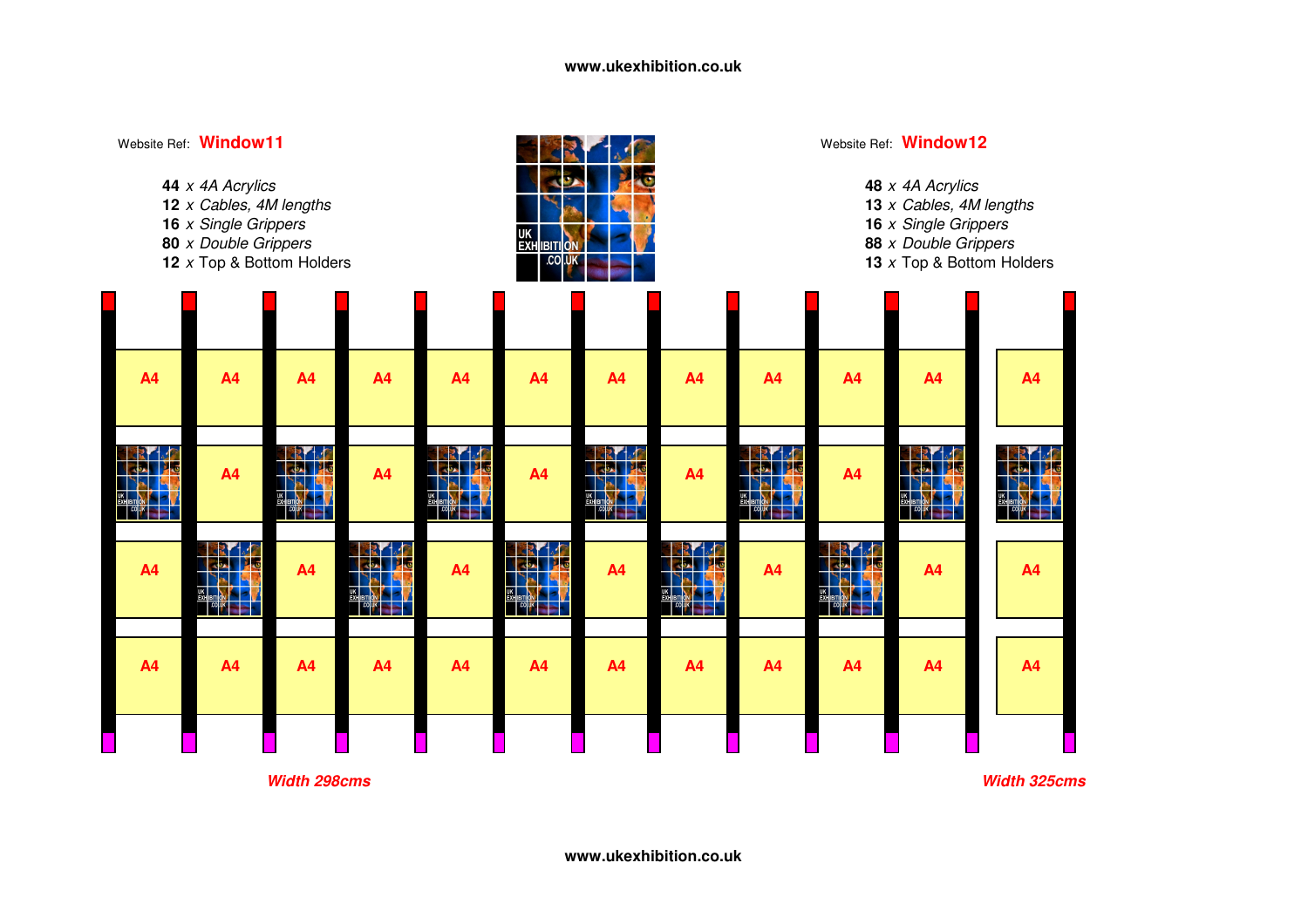Website Ref: **Window11**

**44** *x 4A Acrylics*
**12** *x Cables, 4M lengths*
**16** *x Single Grippers*
**80** *x Double Grippers*
**12** *x* Top & Bottom Holders

Website Ref: **Window12**

**48** *x 4A Acrylics*
**13** *x Cables, 4M lengths*
**16** *x Single Grippers*
**88** *x Double Grippers*
**13** *x* Top & Bottom Holders

***Width 298cms***

***Width 325cms***